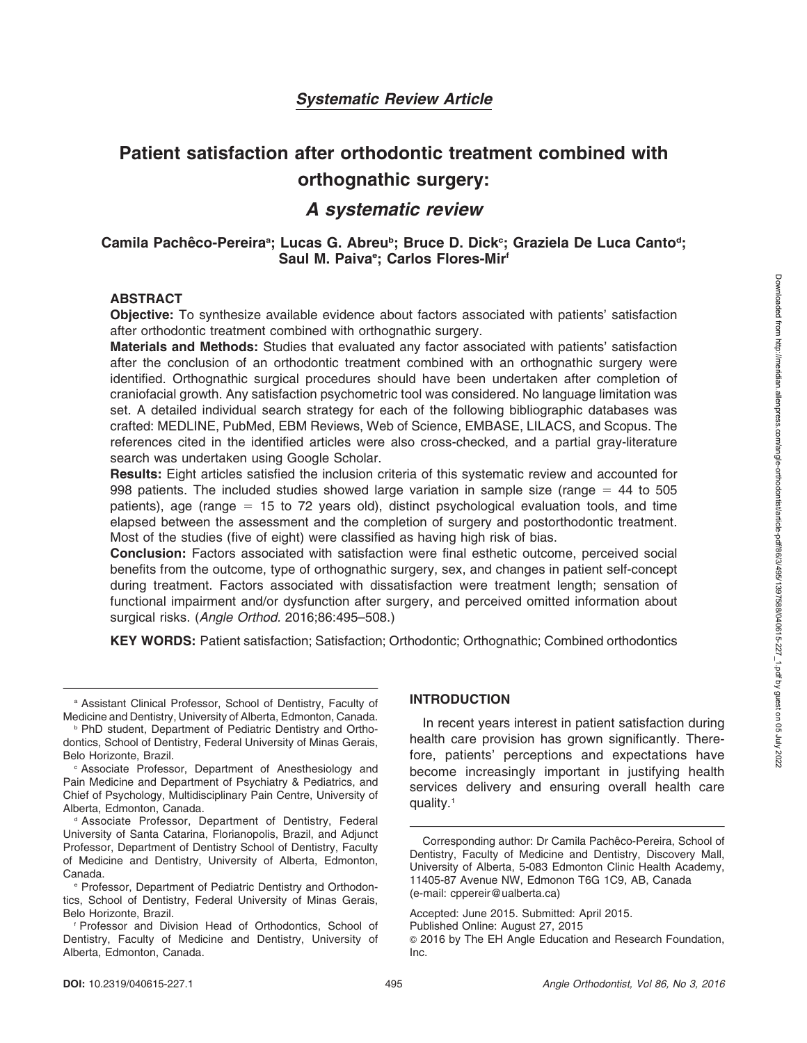*Systematic Review Article*

# Patient satisfaction after orthodontic treatment combined with orthognathic surgery:

## *A systematic review*

**Camila Pachêco-Pereira[a]; Lucas G. Abreu[b]; Bruce D. Dick[c]; Graziela De Luca Canto[d]; Saul M. Paiva[e]; Carlos Flores-Mir[f]**

### ABSTRACT

**Objective:** To synthesize available evidence about factors associated with patients' satisfaction after orthodontic treatment combined with orthognathic surgery.

**Materials and Methods:** Studies that evaluated any factor associated with patients' satisfaction after the conclusion of an orthodontic treatment combined with an orthognathic surgery were identified. Orthognathic surgical procedures should have been undertaken after completion of craniofacial growth. Any satisfaction psychometric tool was considered. No language limitation was set. A detailed individual search strategy for each of the following bibliographic databases was crafted: MEDLINE, PubMed, EBM Reviews, Web of Science, EMBASE, LILACS, and Scopus. The references cited in the identified articles were also cross-checked, and a partial gray-literature search was undertaken using Google Scholar.

**Results:** Eight articles satisfied the inclusion criteria of this systematic review and accounted for 998 patients. The included studies showed large variation in sample size (range = 44 to 505 patients), age (range = 15 to 72 years old), distinct psychological evaluation tools, and time elapsed between the assessment and the completion of surgery and postorthodontic treatment. Most of the studies (five of eight) were classified as having high risk of bias.

**Conclusion:** Factors associated with satisfaction were final esthetic outcome, perceived social benefits from the outcome, type of orthognathic surgery, sex, and changes in patient self-concept during treatment. Factors associated with dissatisfaction were treatment length; sensation of functional impairment and/or dysfunction after surgery, and perceived omitted information about surgical risks. (*Angle Orthod.* 2016;86:495–508.)

**KEY WORDS:** Patient satisfaction; Satisfaction; Orthodontic; Orthognathic; Combined orthodontics

[a] Assistant Clinical Professor, School of Dentistry, Faculty of Medicine and Dentistry, University of Alberta, Edmonton, Canada.

[b] PhD student, Department of Pediatric Dentistry and Orthodontics, School of Dentistry, Federal University of Minas Gerais, Belo Horizonte, Brazil.

[c] Associate Professor, Department of Anesthesiology and Pain Medicine and Department of Psychiatry & Pediatrics, and Chief of Psychology, Multidisciplinary Pain Centre, University of Alberta, Edmonton, Canada.

[d] Associate Professor, Department of Dentistry, Federal University of Santa Catarina, Florianopolis, Brazil, and Adjunct Professor, Department of Dentistry School of Dentistry, Faculty of Medicine and Dentistry, University of Alberta, Edmonton, Canada.

[e] Professor, Department of Pediatric Dentistry and Orthodontics, School of Dentistry, Federal University of Minas Gerais, Belo Horizonte, Brazil.

[f] Professor and Division Head of Orthodontics, School of Dentistry, Faculty of Medicine and Dentistry, University of Alberta, Edmonton, Canada.

## INTRODUCTION

In recent years interest in patient satisfaction during health care provision has grown significantly. Therefore, patients' perceptions and expectations have become increasingly important in justifying health services delivery and ensuring overall health care quality.[1]

Corresponding author: Dr Camila Pachêco-Pereira, School of Dentistry, Faculty of Medicine and Dentistry, Discovery Mall, University of Alberta, 5-083 Edmonton Clinic Health Academy, 11405-87 Avenue NW, Edmonon T6G 1C9, AB, Canada (e-mail: cppereir@ualberta.ca)

Accepted: June 2015. Submitted: April 2015.
Published Online: August 27, 2015
© 2016 by The EH Angle Education and Research Foundation, Inc.

DOI: 10.2319/040615-227.1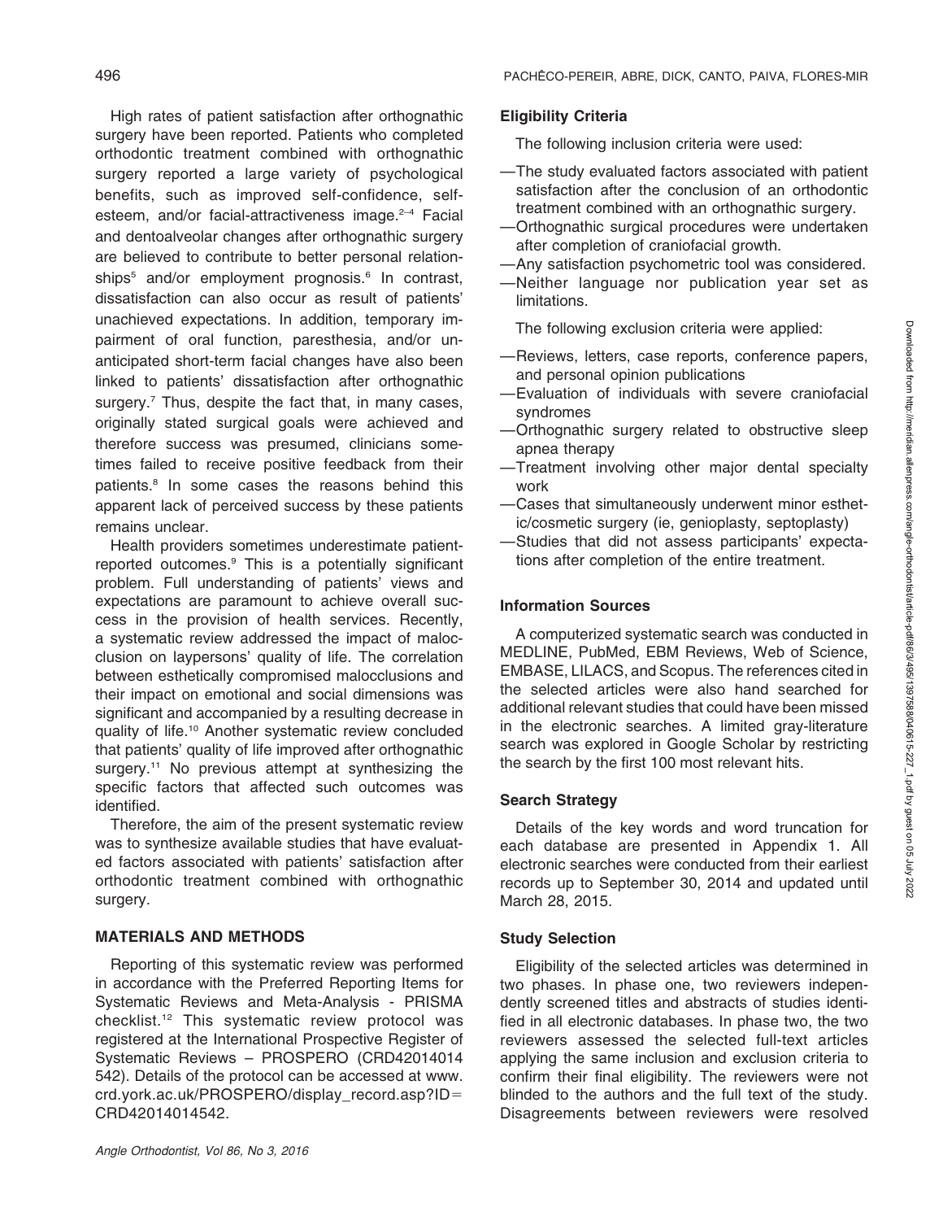High rates of patient satisfaction after orthognathic surgery have been reported. Patients who completed orthodontic treatment combined with orthognathic surgery reported a large variety of psychological benefits, such as improved self-confidence, self-esteem, and/or facial-attractiveness image.[2–4] Facial and dentoalveolar changes after orthognathic surgery are believed to contribute to better personal relationships[5] and/or employment prognosis.[6] In contrast, dissatisfaction can also occur as result of patients' unachieved expectations. In addition, temporary impairment of oral function, paresthesia, and/or unanticipated short-term facial changes have also been linked to patients' dissatisfaction after orthognathic surgery.[7] Thus, despite the fact that, in many cases, originally stated surgical goals were achieved and therefore success was presumed, clinicians sometimes failed to receive positive feedback from their patients.[8] In some cases the reasons behind this apparent lack of perceived success by these patients remains unclear.

Health providers sometimes underestimate patient-reported outcomes.[9] This is a potentially significant problem. Full understanding of patients' views and expectations are paramount to achieve overall success in the provision of health services. Recently, a systematic review addressed the impact of malocclusion on laypersons' quality of life. The correlation between esthetically compromised malocclusions and their impact on emotional and social dimensions was significant and accompanied by a resulting decrease in quality of life.[10] Another systematic review concluded that patients' quality of life improved after orthognathic surgery.[11] No previous attempt at synthesizing the specific factors that affected such outcomes was identified.

Therefore, the aim of the present systematic review was to synthesize available studies that have evaluated factors associated with patients' satisfaction after orthodontic treatment combined with orthognathic surgery.

## MATERIALS AND METHODS

Reporting of this systematic review was performed in accordance with the Preferred Reporting Items for Systematic Reviews and Meta-Analysis - PRISMA checklist.[12] This systematic review protocol was registered at the International Prospective Register of Systematic Reviews – PROSPERO (CRD42014014542). Details of the protocol can be accessed at www.crd.york.ac.uk/PROSPERO/display_record.asp?ID=CRD42014014542.

### Eligibility Criteria

The following inclusion criteria were used:

- The study evaluated factors associated with patient satisfaction after the conclusion of an orthodontic treatment combined with an orthognathic surgery.
- Orthognathic surgical procedures were undertaken after completion of craniofacial growth.
- Any satisfaction psychometric tool was considered.
- Neither language nor publication year set as limitations.

The following exclusion criteria were applied:

- Reviews, letters, case reports, conference papers, and personal opinion publications
- Evaluation of individuals with severe craniofacial syndromes
- Orthognathic surgery related to obstructive sleep apnea therapy
- Treatment involving other major dental specialty work
- Cases that simultaneously underwent minor esthetic/cosmetic surgery (ie, genioplasty, septoplasty)
- Studies that did not assess participants' expectations after completion of the entire treatment.

### Information Sources

A computerized systematic search was conducted in MEDLINE, PubMed, EBM Reviews, Web of Science, EMBASE, LILACS, and Scopus. The references cited in the selected articles were also hand searched for additional relevant studies that could have been missed in the electronic searches. A limited gray-literature search was explored in Google Scholar by restricting the search by the first 100 most relevant hits.

### Search Strategy

Details of the key words and word truncation for each database are presented in Appendix 1. All electronic searches were conducted from their earliest records up to September 30, 2014 and updated until March 28, 2015.

### Study Selection

Eligibility of the selected articles was determined in two phases. In phase one, two reviewers independently screened titles and abstracts of studies identified in all electronic databases. In phase two, the two reviewers assessed the selected full-text articles applying the same inclusion and exclusion criteria to confirm their final eligibility. The reviewers were not blinded to the authors and the full text of the study. Disagreements between reviewers were resolved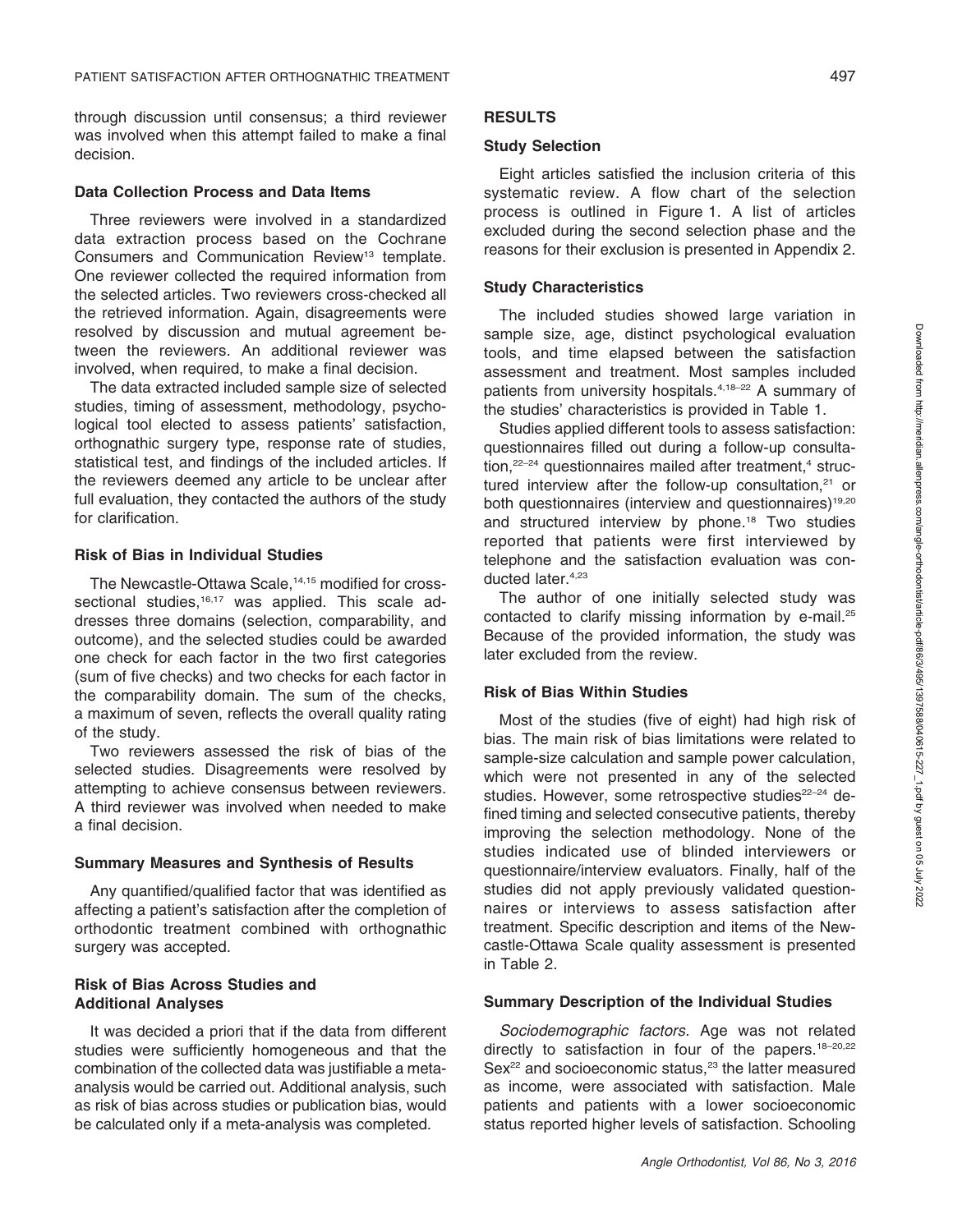through discussion until consensus; a third reviewer was involved when this attempt failed to make a final decision.

### Data Collection Process and Data Items

Three reviewers were involved in a standardized data extraction process based on the Cochrane Consumers and Communication Review[13] template. One reviewer collected the required information from the selected articles. Two reviewers cross-checked all the retrieved information. Again, disagreements were resolved by discussion and mutual agreement between the reviewers. An additional reviewer was involved, when required, to make a final decision.

The data extracted included sample size of selected studies, timing of assessment, methodology, psychological tool elected to assess patients' satisfaction, orthognathic surgery type, response rate of studies, statistical test, and findings of the included articles. If the reviewers deemed any article to be unclear after full evaluation, they contacted the authors of the study for clarification.

### Risk of Bias in Individual Studies

The Newcastle-Ottawa Scale,[14,15] modified for cross-sectional studies,[16,17] was applied. This scale addresses three domains (selection, comparability, and outcome), and the selected studies could be awarded one check for each factor in the two first categories (sum of five checks) and two checks for each factor in the comparability domain. The sum of the checks, a maximum of seven, reflects the overall quality rating of the study.

Two reviewers assessed the risk of bias of the selected studies. Disagreements were resolved by attempting to achieve consensus between reviewers. A third reviewer was involved when needed to make a final decision.

### Summary Measures and Synthesis of Results

Any quantified/qualified factor that was identified as affecting a patient's satisfaction after the completion of orthodontic treatment combined with orthognathic surgery was accepted.

### Risk of Bias Across Studies and Additional Analyses

It was decided a priori that if the data from different studies were sufficiently homogeneous and that the combination of the collected data was justifiable a meta-analysis would be carried out. Additional analysis, such as risk of bias across studies or publication bias, would be calculated only if a meta-analysis was completed.

## RESULTS

### Study Selection

Eight articles satisfied the inclusion criteria of this systematic review. A flow chart of the selection process is outlined in Figure 1. A list of articles excluded during the second selection phase and the reasons for their exclusion is presented in Appendix 2.

### Study Characteristics

The included studies showed large variation in sample size, age, distinct psychological evaluation tools, and time elapsed between the satisfaction assessment and treatment. Most samples included patients from university hospitals.[4,18–22] A summary of the studies' characteristics is provided in Table 1.

Studies applied different tools to assess satisfaction: questionnaires filled out during a follow-up consultation,[22–24] questionnaires mailed after treatment,[4] structured interview after the follow-up consultation,[21] or both questionnaires (interview and questionnaires)[19,20] and structured interview by phone.[18] Two studies reported that patients were first interviewed by telephone and the satisfaction evaluation was conducted later.[4,23]

The author of one initially selected study was contacted to clarify missing information by e-mail.[25] Because of the provided information, the study was later excluded from the review.

### Risk of Bias Within Studies

Most of the studies (five of eight) had high risk of bias. The main risk of bias limitations were related to sample-size calculation and sample power calculation, which were not presented in any of the selected studies. However, some retrospective studies[22–24] defined timing and selected consecutive patients, thereby improving the selection methodology. None of the studies indicated use of blinded interviewers or questionnaire/interview evaluators. Finally, half of the studies did not apply previously validated questionnaires or interviews to assess satisfaction after treatment. Specific description and items of the Newcastle-Ottawa Scale quality assessment is presented in Table 2.

### Summary Description of the Individual Studies

*Sociodemographic factors.* Age was not related directly to satisfaction in four of the papers.[18–20,22] Sex[22] and socioeconomic status,[23] the latter measured as income, were associated with satisfaction. Male patients and patients with a lower socioeconomic status reported higher levels of satisfaction. Schooling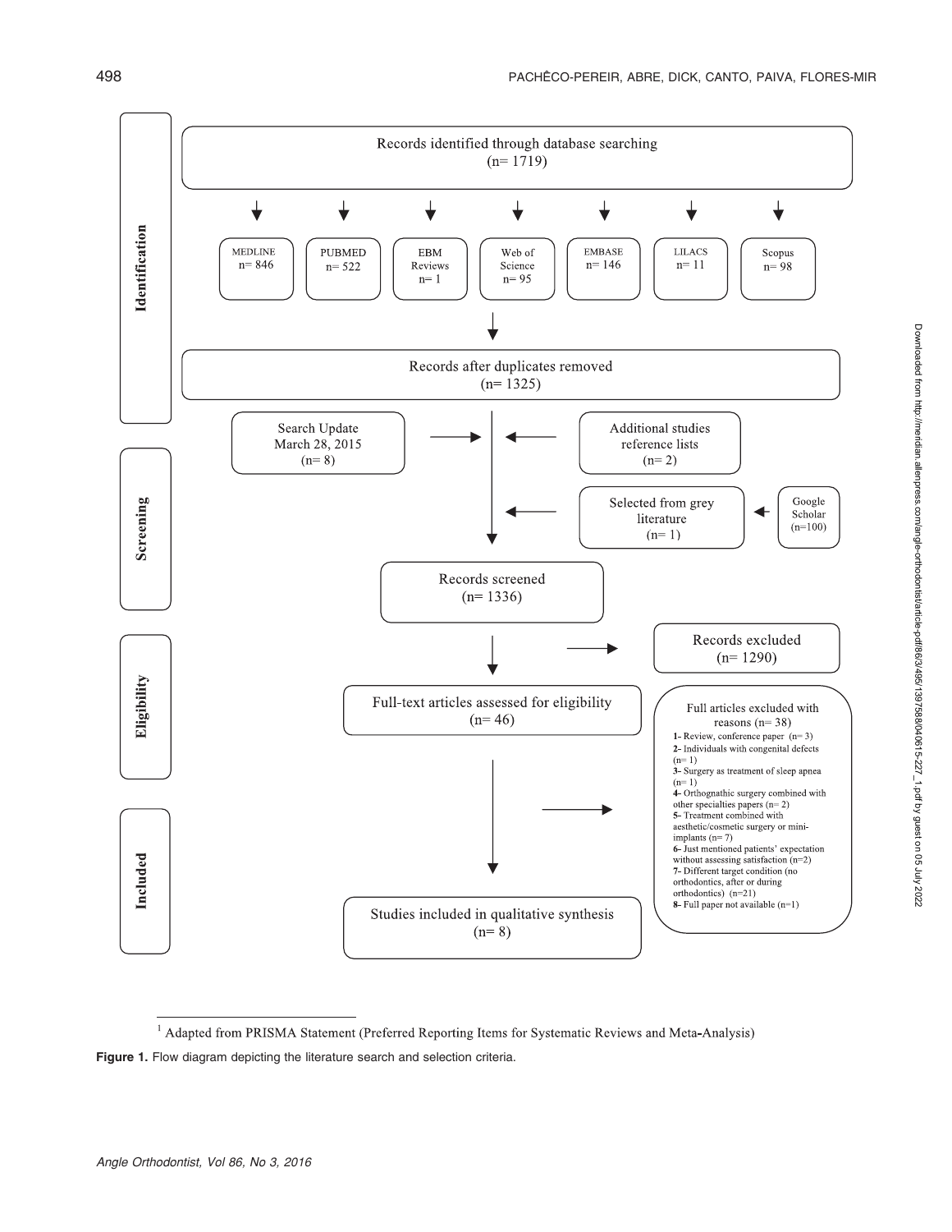Identification

Records identified through database searching
(n= 1719)

- MEDLINE n= 846
- PUBMED n= 522
- EBM Reviews n= 1
- Web of Science n= 95
- EMBASE n= 146
- LILACS n= 11
- Scopus n= 98

Records after duplicates removed
(n= 1325)

Screening

Search Update
March 28, 2015
(n= 8)

Additional studies reference lists
(n= 2)

Selected from grey literature
(n= 1)

Google Scholar
(n=100)

Records screened
(n= 1336)

Eligibility

Records excluded
(n= 1290)

Full-text articles assessed for eligibility
(n= 46)

Full articles excluded with reasons (n= 38)

**1-** Review, conference paper (n= 3)
**2-** Individuals with congenital defects (n= 1)
**3-** Surgery as treatment of sleep apnea (n= 1)
**4-** Orthognathic surgery combined with other specialties papers (n= 2)
**5-** Treatment combined with aesthetic/cosmetic surgery or mini-implants (n= 7)
**6-** Just mentioned patients' expectation without assessing satisfaction (n=2)
**7-** Different target condition (no orthodontics, after or during orthodontics) (n=21)
**8-** Full paper not available (n=1)

Included

Studies included in qualitative synthesis
(n= 8)

[1] Adapted from PRISMA Statement (Preferred Reporting Items for Systematic Reviews and Meta-Analysis)

**Figure 1.** Flow diagram depicting the literature search and selection criteria.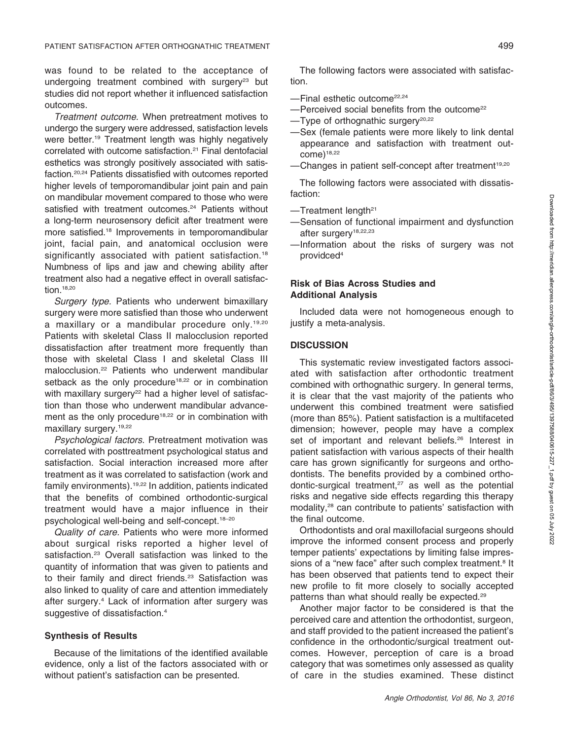was found to be related to the acceptance of undergoing treatment combined with surgery[23] but studies did not report whether it influenced satisfaction outcomes.

*Treatment outcome.* When pretreatment motives to undergo the surgery were addressed, satisfaction levels were better.[19] Treatment length was highly negatively correlated with outcome satisfaction.[21] Final dentofacial esthetics was strongly positively associated with satisfaction.[20,24] Patients dissatisfied with outcomes reported higher levels of temporomandibular joint pain and pain on mandibular movement compared to those who were satisfied with treatment outcomes.[24] Patients without a long-term neurosensory deficit after treatment were more satisfied.[18] Improvements in temporomandibular joint, facial pain, and anatomical occlusion were significantly associated with patient satisfaction.[18] Numbness of lips and jaw and chewing ability after treatment also had a negative effect in overall satisfaction.[18,20]

*Surgery type.* Patients who underwent bimaxillary surgery were more satisfied than those who underwent a maxillary or a mandibular procedure only.[19,20] Patients with skeletal Class II malocclusion reported dissatisfaction after treatment more frequently than those with skeletal Class I and skeletal Class III malocclusion.[22] Patients who underwent mandibular setback as the only procedure[18,22] or in combination with maxillary surgery[22] had a higher level of satisfaction than those who underwent mandibular advancement as the only procedure[18,22] or in combination with maxillary surgery.[19,22]

*Psychological factors.* Pretreatment motivation was correlated with posttreatment psychological status and satisfaction. Social interaction increased more after treatment as it was correlated to satisfaction (work and family environments).[19,22] In addition, patients indicated that the benefits of combined orthodontic-surgical treatment would have a major influence in their psychological well-being and self-concept.[18–20]

*Quality of care.* Patients who were more informed about surgical risks reported a higher level of satisfaction.[23] Overall satisfaction was linked to the quantity of information that was given to patients and to their family and direct friends.[23] Satisfaction was also linked to quality of care and attention immediately after surgery.[4] Lack of information after surgery was suggestive of dissatisfaction.[4]

### Synthesis of Results

Because of the limitations of the identified available evidence, only a list of the factors associated with or without patient's satisfaction can be presented.

The following factors were associated with satisfaction.

—Final esthetic outcome[22,24]
—Perceived social benefits from the outcome[22]
—Type of orthognathic surgery[20,22]
—Sex (female patients were more likely to link dental appearance and satisfaction with treatment outcome)[18,22]
—Changes in patient self-concept after treatment[19,20]

The following factors were associated with dissatisfaction:

—Treatment length[21]
—Sensation of functional impairment and dysfunction after surgery[18,22,23]
—Information about the risks of surgery was not providced[4]

### Risk of Bias Across Studies and Additional Analysis

Included data were not homogeneous enough to justify a meta-analysis.

## DISCUSSION

This systematic review investigated factors associated with satisfaction after orthodontic treatment combined with orthognathic surgery. In general terms, it is clear that the vast majority of the patients who underwent this combined treatment were satisfied (more than 85%). Patient satisfaction is a multifaceted dimension; however, people may have a complex set of important and relevant beliefs.[26] Interest in patient satisfaction with various aspects of their health care has grown significantly for surgeons and orthodontists. The benefits provided by a combined orthodontic-surgical treatment,[27] as well as the potential risks and negative side effects regarding this therapy modality,[28] can contribute to patients' satisfaction with the final outcome.

Orthodontists and oral maxillofacial surgeons should improve the informed consent process and properly temper patients' expectations by limiting false impressions of a "new face" after such complex treatment.[8] It has been observed that patients tend to expect their new profile to fit more closely to socially accepted patterns than what should really be expected.[29]

Another major factor to be considered is that the perceived care and attention the orthodontist, surgeon, and staff provided to the patient increased the patient's confidence in the orthodontic/surgical treatment outcomes. However, perception of care is a broad category that was sometimes only assessed as quality of care in the studies examined. These distinct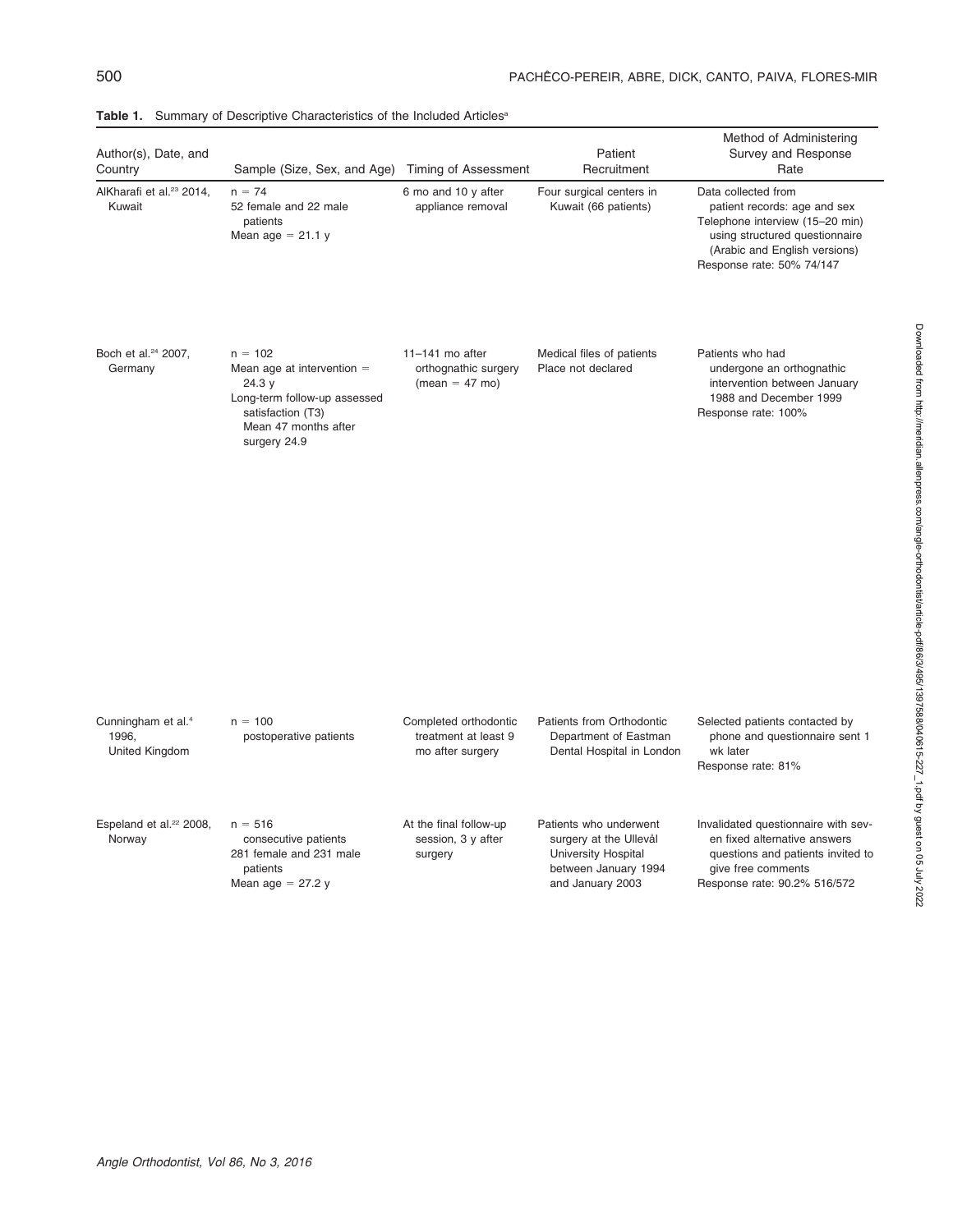**Table 1.** Summary of Descriptive Characteristics of the Included Articles[a]

| Author(s), Date, and Country | Sample (Size, Sex, and Age) | Timing of Assessment | Patient Recruitment | Method of Administering Survey and Response Rate |
|---|---|---|---|---|
| AlKharafi et al.[23] 2014, Kuwait | n = 74<br>52 female and 22 male patients<br>Mean age = 21.1 y | 6 mo and 10 y after appliance removal | Four surgical centers in Kuwait (66 patients) | Data collected from patient records: age and sex<br>Telephone interview (15–20 min) using structured questionnaire (Arabic and English versions)<br>Response rate: 50% 74/147 |
| Boch et al.[24] 2007, Germany | n = 102<br>Mean age at intervention = 24.3 y<br>Long-term follow-up assessed satisfaction (T3)<br>Mean 47 months after surgery 24.9 | 11–141 mo after orthognathic surgery (mean = 47 mo) | Medical files of patients<br>Place not declared | Patients who had undergone an orthognathic intervention between January 1988 and December 1999<br>Response rate: 100% |
| Cunningham et al.[4] 1996, United Kingdom | n = 100<br>postoperative patients | Completed orthodontic treatment at least 9 mo after surgery | Patients from Orthodontic Department of Eastman Dental Hospital in London | Selected patients contacted by phone and questionnaire sent 1 wk later<br>Response rate: 81% |
| Espeland et al.[22] 2008, Norway | n = 516<br>consecutive patients<br>281 female and 231 male patients<br>Mean age = 27.2 y | At the final follow-up session, 3 y after surgery | Patients who underwent surgery at the Ullevål University Hospital between January 1994 and January 2003 | Invalidated questionnaire with seven fixed alternative answers questions and patients invited to give free comments<br>Response rate: 90.2% 516/572 |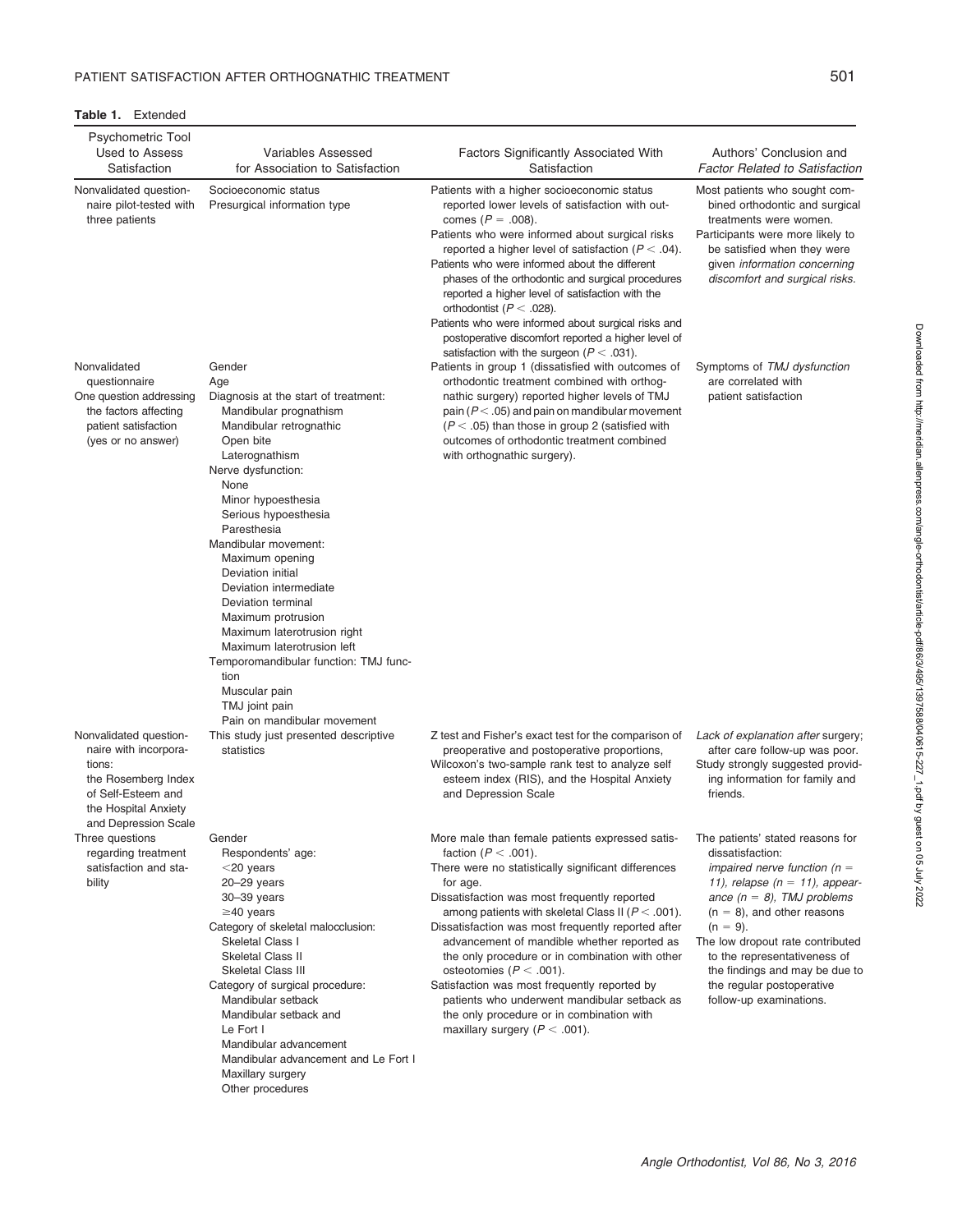**Table 1.** Extended

| Psychometric Tool Used to Assess Satisfaction | Variables Assessed for Association to Satisfaction | Factors Significantly Associated With Satisfaction | Authors' Conclusion and *Factor Related to Satisfaction* |
|---|---|---|---|
| Nonvalidated questionnaire pilot-tested with three patients | Socioeconomic status<br>Presurgical information type | Patients with a higher socioeconomic status reported lower levels of satisfaction with outcomes ($P = .008$).<br>Patients who were informed about surgical risks reported a higher level of satisfaction ($P < .04$).<br>Patients who were informed about the different phases of the orthodontic and surgical procedures reported a higher level of satisfaction with the orthodontist ($P < .028$).<br>Patients who were informed about surgical risks and postoperative discomfort reported a higher level of satisfaction with the surgeon ($P < .031$). | Most patients who sought combined orthodontic and surgical treatments were women.<br>Participants were more likely to be satisfied when they were given *information concerning discomfort and surgical risks*. |
| Nonvalidated questionnaire<br>One question addressing the factors affecting patient satisfaction (yes or no answer) | Gender<br>Age<br>Diagnosis at the start of treatment:<br>Mandibular prognathism<br>Mandibular retrognathic<br>Open bite<br>Laterognathism<br>Nerve dysfunction:<br>None<br>Minor hypoesthesia<br>Serious hypoesthesia<br>Paresthesia<br>Mandibular movement:<br>Maximum opening<br>Deviation initial<br>Deviation intermediate<br>Deviation terminal<br>Maximum protrusion<br>Maximum laterotrusion right<br>Maximum laterotrusion left<br>Temporomandibular function: TMJ function<br>Muscular pain<br>TMJ joint pain<br>Pain on mandibular movement | Patients in group 1 (dissatisfied with outcomes of orthodontic treatment combined with orthognathic surgery) reported higher levels of TMJ pain ($P < .05$) and pain on mandibular movement ($P < .05$) than those in group 2 (satisfied with outcomes of orthodontic treatment combined with orthognathic surgery). | Symptoms of *TMJ dysfunction* are correlated with patient satisfaction |
| Nonvalidated questionnaire with incorporations:<br>the Rosemberg Index of Self-Esteem and the Hospital Anxiety and Depression Scale | This study just presented descriptive statistics | Z test and Fisher's exact test for the comparison of preoperative and postoperative proportions,<br>Wilcoxon's two-sample rank test to analyze self esteem index (RIS), and the Hospital Anxiety and Depression Scale | *Lack of explanation after* surgery; after care follow-up was poor.<br>Study strongly suggested providing information for family and friends. |
| Three questions regarding treatment satisfaction and stability | Gender<br>Respondents' age:<br><20 years<br>20–29 years<br>30–39 years<br>≥40 years<br>Category of skeletal malocclusion:<br>Skeletal Class I<br>Skeletal Class II<br>Skeletal Class III<br>Category of surgical procedure:<br>Mandibular setback<br>Mandibular setback and Le Fort I<br>Mandibular advancement<br>Mandibular advancement and Le Fort I<br>Maxillary surgery<br>Other procedures | More male than female patients expressed satisfaction ($P < .001$).<br>There were no statistically significant differences for age.<br>Dissatisfaction was most frequently reported among patients with skeletal Class II ($P < .001$).<br>Dissatisfaction was most frequently reported after advancement of mandible whether reported as the only procedure or in combination with other osteotomies ($P < .001$).<br>Satisfaction was most frequently reported by patients who underwent mandibular setback as the only procedure or in combination with maxillary surgery ($P < .001$). | The patients' stated reasons for dissatisfaction:<br>*impaired nerve function (n = 11), relapse (n = 11), appearance (n = 8), TMJ problems* (n = 8), and other reasons (n = 9).<br>The low dropout rate contributed to the representativeness of the findings and may be due to the regular postoperative follow-up examinations. |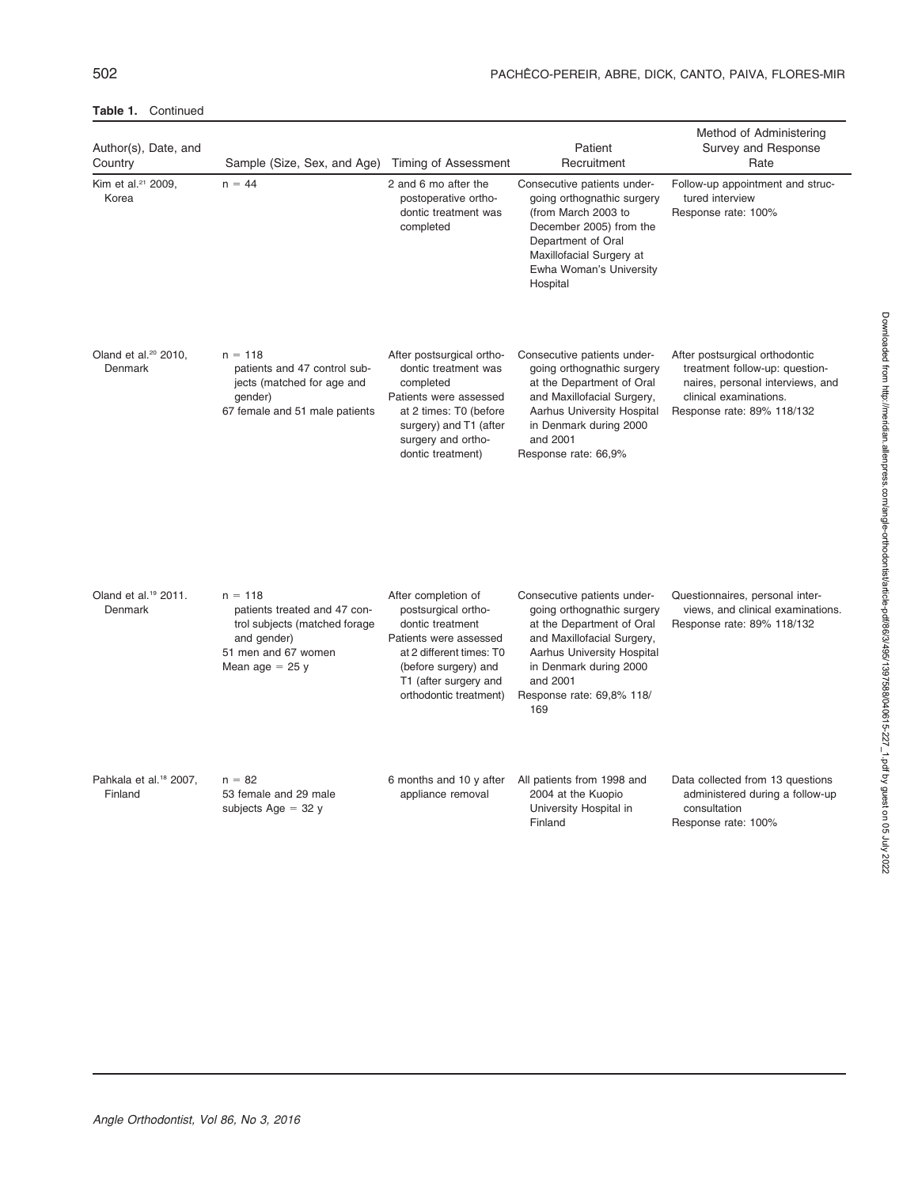**Table 1.** Continued

| Author(s), Date, and Country | Sample (Size, Sex, and Age) | Timing of Assessment | Patient Recruitment | Method of Administering Survey and Response Rate |
|---|---|---|---|---|
| Kim et al.[21] 2009, Korea | n = 44 | 2 and 6 mo after the postoperative orthodontic treatment was completed | Consecutive patients undergoing orthognathic surgery (from March 2003 to December 2005) from the Department of Oral Maxillofacial Surgery at Ewha Woman's University Hospital | Follow-up appointment and structured interview<br>Response rate: 100% |
| Oland et al.[20] 2010, Denmark | n = 118<br>patients and 47 control subjects (matched for age and gender)<br>67 female and 51 male patients | After postsurgical orthodontic treatment was completed<br>Patients were assessed at 2 times: T0 (before surgery) and T1 (after surgery and orthodontic treatment) | Consecutive patients undergoing orthognathic surgery at the Department of Oral and Maxillofacial Surgery, Aarhus University Hospital in Denmark during 2000 and 2001<br>Response rate: 66,9% | After postsurgical orthodontic treatment follow-up: questionnaires, personal interviews, and clinical examinations.<br>Response rate: 89% 118/132 |
| Oland et al.[19] 2011. Denmark | n = 118<br>patients treated and 47 control subjects (matched forage and gender)<br>51 men and 67 women<br>Mean age = 25 y | After completion of postsurgical orthodontic treatment<br>Patients were assessed at 2 different times: T0 (before surgery) and T1 (after surgery and orthodontic treatment) | Consecutive patients undergoing orthognathic surgery at the Department of Oral and Maxillofacial Surgery, Aarhus University Hospital in Denmark during 2000 and 2001<br>Response rate: 69,8% 118/169 | Questionnaires, personal interviews, and clinical examinations.<br>Response rate: 89% 118/132 |
| Pahkala et al.[18] 2007, Finland | n = 82<br>53 female and 29 male subjects Age = 32 y | 6 months and 10 y after appliance removal | All patients from 1998 and 2004 at the Kuopio University Hospital in Finland | Data collected from 13 questions administered during a follow-up consultation<br>Response rate: 100% |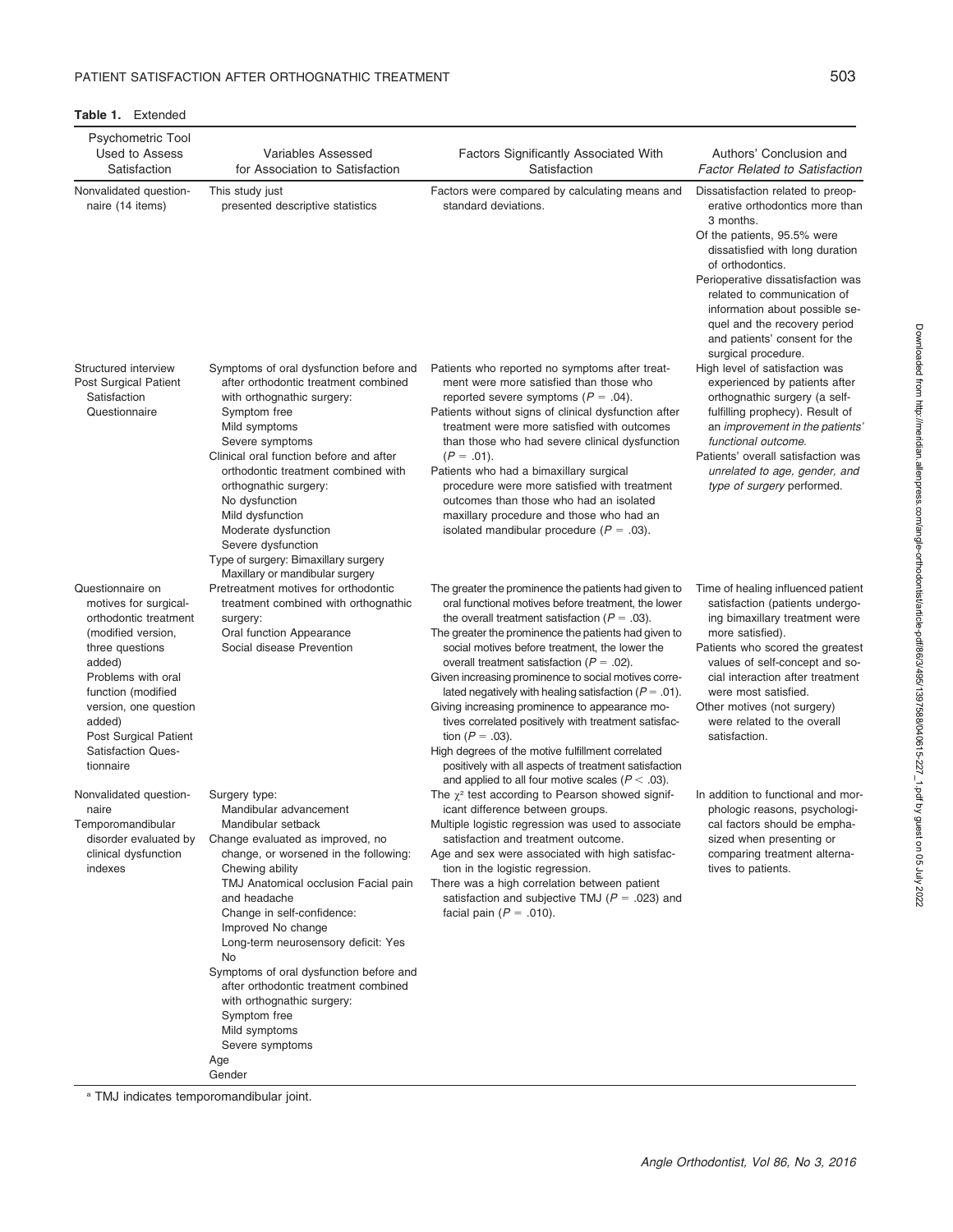**Table 1.** Extended

| Psychometric Tool Used to Assess Satisfaction | Variables Assessed for Association to Satisfaction | Factors Significantly Associated With Satisfaction | Authors' Conclusion and *Factor Related to Satisfaction* |
|---|---|---|---|
| Nonvalidated questionnaire (14 items) | This study just presented descriptive statistics | Factors were compared by calculating means and standard deviations. | Dissatisfaction related to preoperative orthodontics more than 3 months.<br>Of the patients, 95.5% were dissatisfied with long duration of orthodontics.<br>Perioperative dissatisfaction was related to communication of information about possible sequel and the recovery period and patients' consent for the surgical procedure. |
| Structured interview<br>Post Surgical Patient Satisfaction Questionnaire | Symptoms of oral dysfunction before and after orthodontic treatment combined with orthognathic surgery:<br>Symptom free<br>Mild symptoms<br>Severe symptoms<br>Clinical oral function before and after orthodontic treatment combined with orthognathic surgery:<br>No dysfunction<br>Mild dysfunction<br>Moderate dysfunction<br>Severe dysfunction<br>Type of surgery: Bimaxillary surgery<br>Maxillary or mandibular surgery | Patients who reported no symptoms after treatment were more satisfied than those who reported severe symptoms ($P = .04$).<br>Patients without signs of clinical dysfunction after treatment were more satisfied with outcomes than those who had severe clinical dysfunction ($P = .01$).<br>Patients who had a bimaxillary surgical procedure were more satisfied with treatment outcomes than those who had an isolated maxillary procedure and those who had an isolated mandibular procedure ($P = .03$). | High level of satisfaction was experienced by patients after orthognathic surgery (a self-fulfilling prophecy). Result of an *improvement in the patients' functional outcome*.<br>Patients' overall satisfaction was *unrelated to age, gender, and type of surgery* performed. |
| Questionnaire on motives for surgical-orthodontic treatment (modified version, three questions added)<br>Problems with oral function (modified version, one question added)<br>Post Surgical Patient Satisfaction Questionnaire | Pretreatment motives for orthodontic treatment combined with orthognathic surgery:<br>Oral function Appearance<br>Social disease Prevention | The greater the prominence the patients had given to oral functional motives before treatment, the lower the overall treatment satisfaction ($P = .03$).<br>The greater the prominence the patients had given to social motives before treatment, the lower the overall treatment satisfaction ($P = .02$).<br>Given increasing prominence to social motives correlated negatively with healing satisfaction ($P = .01$).<br>Giving increasing prominence to appearance motives correlated positively with treatment satisfaction ($P = .03$).<br>High degrees of the motive fulfillment correlated positively with all aspects of treatment satisfaction and applied to all four motive scales ($P < .03$). | Time of healing influenced patient satisfaction (patients undergoing bimaxillary treatment were more satisfied).<br>Patients who scored the greatest values of self-concept and social interaction after treatment were most satisfied.<br>Other motives (not surgery) were related to the overall satisfaction. |
| Nonvalidated questionnaire<br>Temporomandibular disorder evaluated by clinical dysfunction indexes | Surgery type:<br>Mandibular advancement<br>Mandibular setback<br>Change evaluated as improved, no change, or worsened in the following:<br>Chewing ability<br>TMJ Anatomical occlusion Facial pain and headache<br>Change in self-confidence:<br>Improved No change<br>Long-term neurosensory deficit: Yes No<br>Symptoms of oral dysfunction before and after orthodontic treatment combined with orthognathic surgery:<br>Symptom free<br>Mild symptoms<br>Severe symptoms<br>Age<br>Gender | The $\chi^2$ test according to Pearson showed significant difference between groups.<br>Multiple logistic regression was used to associate satisfaction and treatment outcome.<br>Age and sex were associated with high satisfaction in the logistic regression.<br>There was a high correlation between patient satisfaction and subjective TMJ ($P = .023$) and facial pain ($P = .010$). | In addition to functional and morphologic reasons, psychological factors should be emphasized when presenting or comparing treatment alternatives to patients. |

[a] TMJ indicates temporomandibular joint.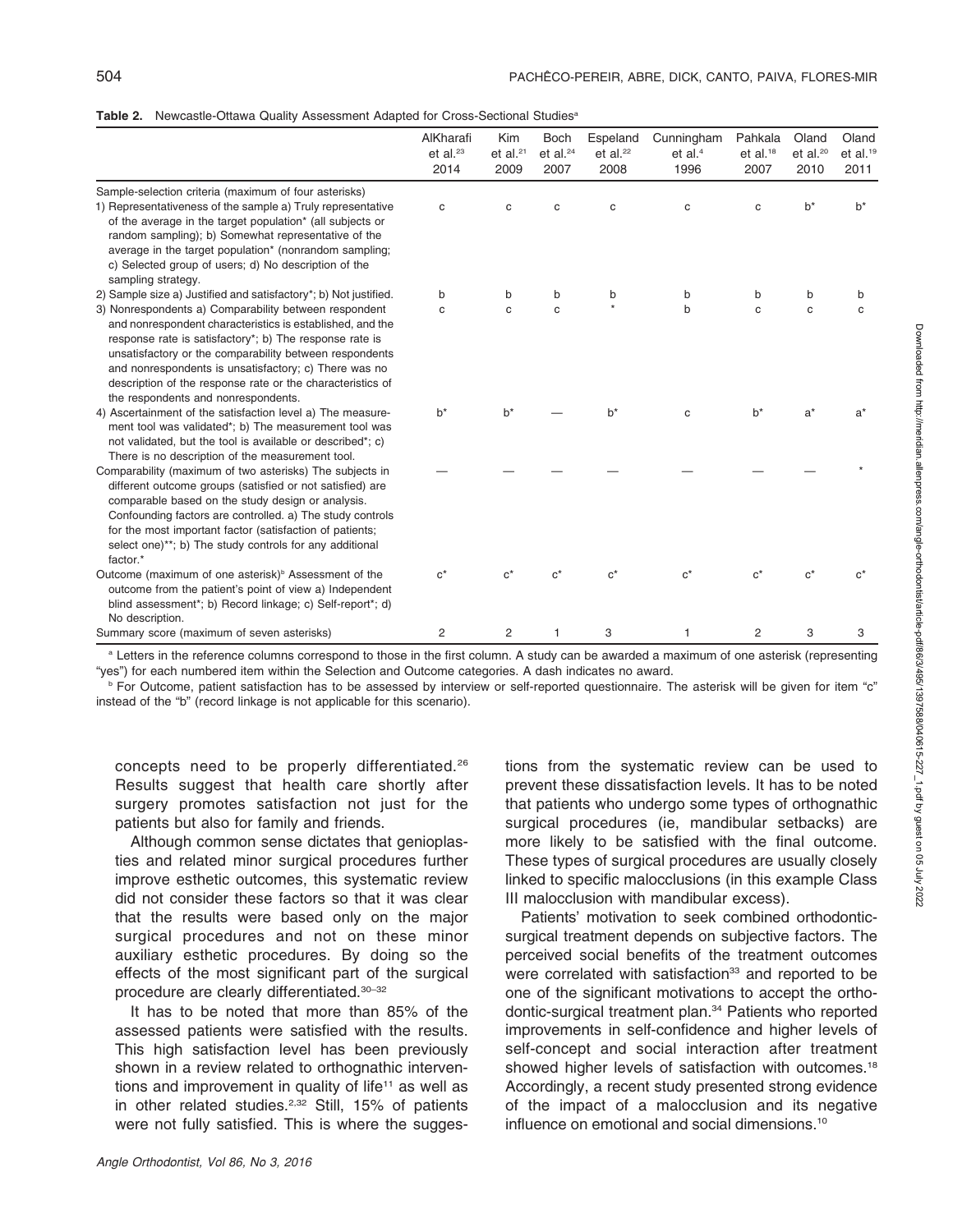**Table 2.** Newcastle-Ottawa Quality Assessment Adapted for Cross-Sectional Studies[a]

| | AlKharafi et al.[23] 2014 | Kim et al.[21] 2009 | Boch et al.[24] 2007 | Espeland et al.[22] 2008 | Cunningham et al.[4] 1996 | Pahkala et al.[18] 2007 | Oland et al.[20] 2010 | Oland et al.[19] 2011 |
|---|---|---|---|---|---|---|---|---|
| Sample-selection criteria (maximum of four asterisks) | | | | | | | | |
| 1) Representativeness of the sample a) Truly representative of the average in the target population* (all subjects or random sampling); b) Somewhat representative of the average in the target population* (nonrandom sampling; c) Selected group of users; d) No description of the sampling strategy. | c | c | c | c | c | c | b* | b* |
| 2) Sample size a) Justified and satisfactory*; b) Not justified. | b | b | b | b | b | b | b | b |
| 3) Nonrespondents a) Comparability between respondent and nonrespondent characteristics is established, and the response rate is satisfactory*; b) The response rate is unsatisfactory or the comparability between respondents and nonrespondents is unsatisfactory; c) There was no description of the response rate or the characteristics of the respondents and nonrespondents. | c | c | c | * | b | c | c | c |
| 4) Ascertainment of the satisfaction level a) The measurement tool was validated*; b) The measurement tool was not validated, but the tool is available or described*; c) There is no description of the measurement tool. | b* | b* | — | b* | c | b* | a* | a* |
| Comparability (maximum of two asterisks) The subjects in different outcome groups (satisfied or not satisfied) are comparable based on the study design or analysis. Confounding factors are controlled. a) The study controls for the most important factor (satisfaction of patients; select one)**; b) The study controls for any additional factor.* | — | — | — | — | — | — | — | * |
| Outcome (maximum of one asterisk)[b] Assessment of the outcome from the patient's point of view a) Independent blind assessment*; b) Record linkage; c) Self-report*; d) No description. | c* | c* | c* | c* | c* | c* | c* | c* |
| Summary score (maximum of seven asterisks) | 2 | 2 | 1 | 3 | 1 | 2 | 3 | 3 |

[a] Letters in the reference columns correspond to those in the first column. A study can be awarded a maximum of one asterisk (representing "yes") for each numbered item within the Selection and Outcome categories. A dash indicates no award.

[b] For Outcome, patient satisfaction has to be assessed by interview or self-reported questionnaire. The asterisk will be given for item "c" instead of the "b" (record linkage is not applicable for this scenario).

concepts need to be properly differentiated.[26] Results suggest that health care shortly after surgery promotes satisfaction not just for the patients but also for family and friends.

Although common sense dictates that genioplasties and related minor surgical procedures further improve esthetic outcomes, this systematic review did not consider these factors so that it was clear that the results were based only on the major surgical procedures and not on these minor auxiliary esthetic procedures. By doing so the effects of the most significant part of the surgical procedure are clearly differentiated.[30–32]

It has to be noted that more than 85% of the assessed patients were satisfied with the results. This high satisfaction level has been previously shown in a review related to orthognathic interventions and improvement in quality of life[11] as well as in other related studies.[2,32] Still, 15% of patients were not fully satisfied. This is where the suggestions from the systematic review can be used to prevent these dissatisfaction levels. It has to be noted that patients who undergo some types of orthognathic surgical procedures (ie, mandibular setbacks) are more likely to be satisfied with the final outcome. These types of surgical procedures are usually closely linked to specific malocclusions (in this example Class III malocclusion with mandibular excess).

Patients' motivation to seek combined orthodontic-surgical treatment depends on subjective factors. The perceived social benefits of the treatment outcomes were correlated with satisfaction[33] and reported to be one of the significant motivations to accept the orthodontic-surgical treatment plan.[34] Patients who reported improvements in self-confidence and higher levels of self-concept and social interaction after treatment showed higher levels of satisfaction with outcomes.[18] Accordingly, a recent study presented strong evidence of the impact of a malocclusion and its negative influence on emotional and social dimensions.[10]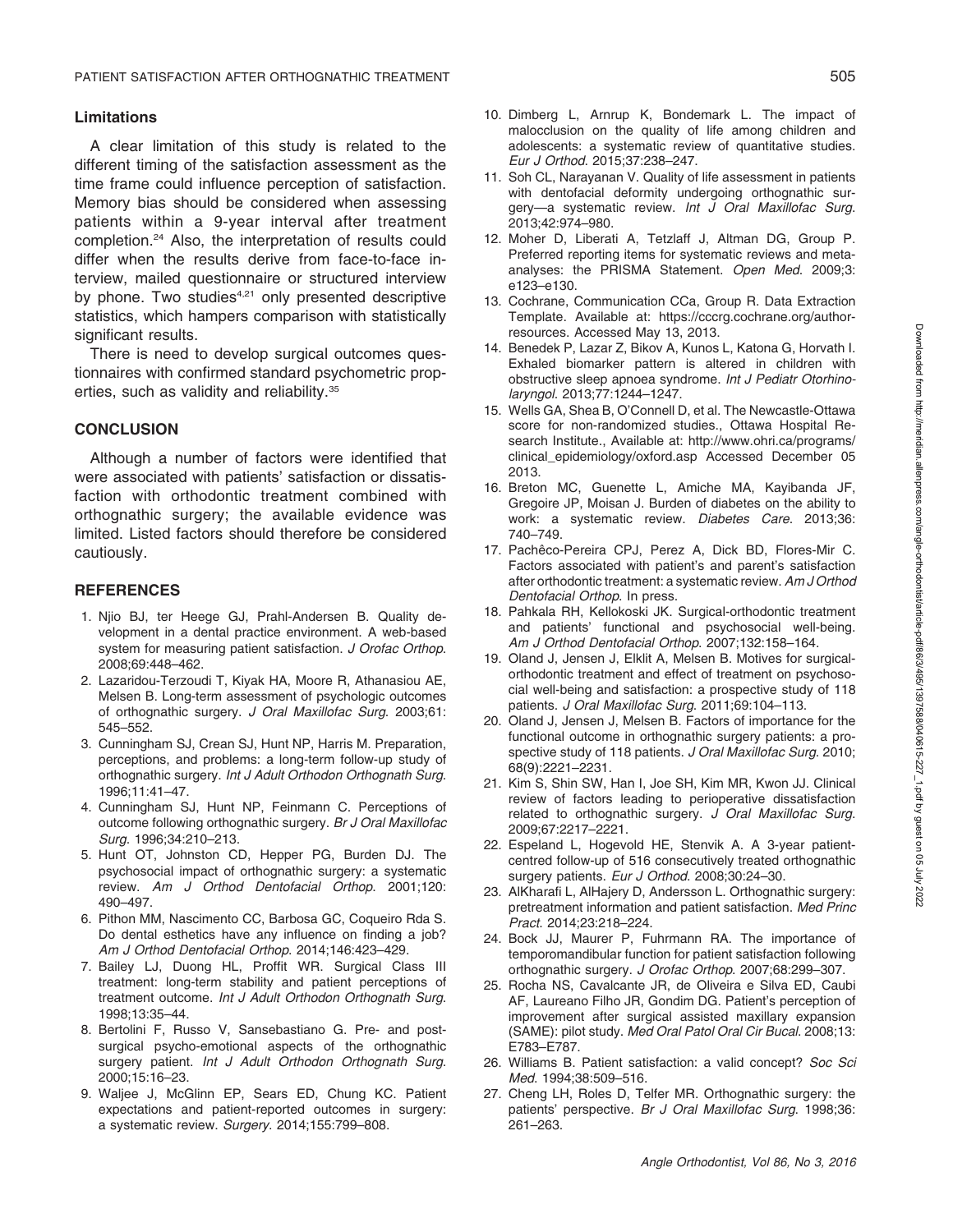### Limitations

A clear limitation of this study is related to the different timing of the satisfaction assessment as the time frame could influence perception of satisfaction. Memory bias should be considered when assessing patients within a 9-year interval after treatment completion.[24] Also, the interpretation of results could differ when the results derive from face-to-face interview, mailed questionnaire or structured interview by phone. Two studies[4,21] only presented descriptive statistics, which hampers comparison with statistically significant results.

There is need to develop surgical outcomes questionnaires with confirmed standard psychometric properties, such as validity and reliability.[35]

## CONCLUSION

Although a number of factors were identified that were associated with patients' satisfaction or dissatisfaction with orthodontic treatment combined with orthognathic surgery; the available evidence was limited. Listed factors should therefore be considered cautiously.

## REFERENCES

1. Njio BJ, ter Heege GJ, Prahl-Andersen B. Quality development in a dental practice environment. A web-based system for measuring patient satisfaction. *J Orofac Orthop*. 2008;69:448–462.
2. Lazaridou-Terzoudi T, Kiyak HA, Moore R, Athanasiou AE, Melsen B. Long-term assessment of psychologic outcomes of orthognathic surgery. *J Oral Maxillofac Surg*. 2003;61: 545–552.
3. Cunningham SJ, Crean SJ, Hunt NP, Harris M. Preparation, perceptions, and problems: a long-term follow-up study of orthognathic surgery. *Int J Adult Orthodon Orthognath Surg*. 1996;11:41–47.
4. Cunningham SJ, Hunt NP, Feinmann C. Perceptions of outcome following orthognathic surgery. *Br J Oral Maxillofac Surg*. 1996;34:210–213.
5. Hunt OT, Johnston CD, Hepper PG, Burden DJ. The psychosocial impact of orthognathic surgery: a systematic review. *Am J Orthod Dentofacial Orthop*. 2001;120: 490–497.
6. Pithon MM, Nascimento CC, Barbosa GC, Coqueiro Rda S. Do dental esthetics have any influence on finding a job? *Am J Orthod Dentofacial Orthop*. 2014;146:423–429.
7. Bailey LJ, Duong HL, Proffit WR. Surgical Class III treatment: long-term stability and patient perceptions of treatment outcome. *Int J Adult Orthodon Orthognath Surg*. 1998;13:35–44.
8. Bertolini F, Russo V, Sansebastiano G. Pre- and post-surgical psycho-emotional aspects of the orthognathic surgery patient. *Int J Adult Orthodon Orthognath Surg*. 2000;15:16–23.
9. Waljee J, McGlinn EP, Sears ED, Chung KC. Patient expectations and patient-reported outcomes in surgery: a systematic review. *Surgery*. 2014;155:799–808.
10. Dimberg L, Arnrup K, Bondemark L. The impact of malocclusion on the quality of life among children and adolescents: a systematic review of quantitative studies. *Eur J Orthod*. 2015;37:238–247.
11. Soh CL, Narayanan V. Quality of life assessment in patients with dentofacial deformity undergoing orthognathic surgery—a systematic review. *Int J Oral Maxillofac Surg*. 2013;42:974–980.
12. Moher D, Liberati A, Tetzlaff J, Altman DG, Group P. Preferred reporting items for systematic reviews and meta-analyses: the PRISMA Statement. *Open Med*. 2009;3: e123–e130.
13. Cochrane, Communication CCa, Group R. Data Extraction Template. Available at: https://cccrg.cochrane.org/author-resources. Accessed May 13, 2013.
14. Benedek P, Lazar Z, Bikov A, Kunos L, Katona G, Horvath I. Exhaled biomarker pattern is altered in children with obstructive sleep apnoea syndrome. *Int J Pediatr Otorhinolaryngol*. 2013;77:1244–1247.
15. Wells GA, Shea B, O'Connell D, et al. The Newcastle-Ottawa score for non-randomized studies., Ottawa Hospital Research Institute., Available at: http://www.ohri.ca/programs/clinical_epidemiology/oxford.asp Accessed December 05 2013.
16. Breton MC, Guenette L, Amiche MA, Kayibanda JF, Gregoire JP, Moisan J. Burden of diabetes on the ability to work: a systematic review. *Diabetes Care*. 2013;36: 740–749.
17. Pachêco-Pereira CPJ, Perez A, Dick BD, Flores-Mir C. Factors associated with patient's and parent's satisfaction after orthodontic treatment: a systematic review. *Am J Orthod Dentofacial Orthop*. In press.
18. Pahkala RH, Kellokoski JK. Surgical-orthodontic treatment and patients' functional and psychosocial well-being. *Am J Orthod Dentofacial Orthop*. 2007;132:158–164.
19. Oland J, Jensen J, Elklit A, Melsen B. Motives for surgical-orthodontic treatment and effect of treatment on psychosocial well-being and satisfaction: a prospective study of 118 patients. *J Oral Maxillofac Surg*. 2011;69:104–113.
20. Oland J, Jensen J, Melsen B. Factors of importance for the functional outcome in orthognathic surgery patients: a prospective study of 118 patients. *J Oral Maxillofac Surg*. 2010; 68(9):2221–2231.
21. Kim S, Shin SW, Han I, Joe SH, Kim MR, Kwon JJ. Clinical review of factors leading to perioperative dissatisfaction related to orthognathic surgery. *J Oral Maxillofac Surg*. 2009;67:2217–2221.
22. Espeland L, Hogevold HE, Stenvik A. A 3-year patient-centred follow-up of 516 consecutively treated orthognathic surgery patients. *Eur J Orthod*. 2008;30:24–30.
23. AlKharafi L, AlHajery D, Andersson L. Orthognathic surgery: pretreatment information and patient satisfaction. *Med Princ Pract*. 2014;23:218–224.
24. Bock JJ, Maurer P, Fuhrmann RA. The importance of temporomandibular function for patient satisfaction following orthognathic surgery. *J Orofac Orthop*. 2007;68:299–307.
25. Rocha NS, Cavalcante JR, de Oliveira e Silva ED, Caubi AF, Laureano Filho JR, Gondim DG. Patient's perception of improvement after surgical assisted maxillary expansion (SAME): pilot study. *Med Oral Patol Oral Cir Bucal*. 2008;13: E783–E787.
26. Williams B. Patient satisfaction: a valid concept? *Soc Sci Med*. 1994;38:509–516.
27. Cheng LH, Roles D, Telfer MR. Orthognathic surgery: the patients' perspective. *Br J Oral Maxillofac Surg*. 1998;36: 261–263.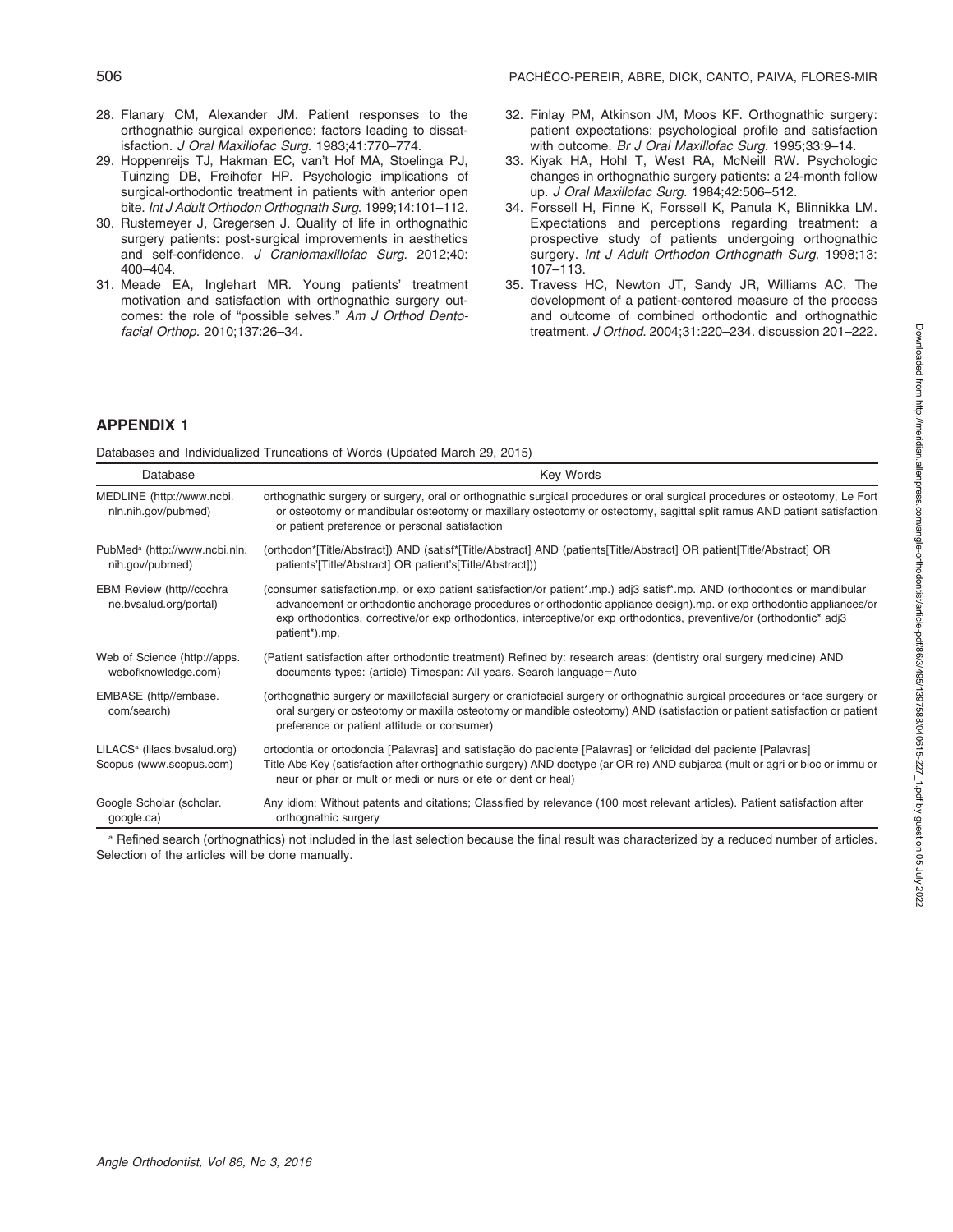28. Flanary CM, Alexander JM. Patient responses to the orthognathic surgical experience: factors leading to dissatisfaction. *J Oral Maxillofac Surg*. 1983;41:770–774.
29. Hoppenreijs TJ, Hakman EC, van't Hof MA, Stoelinga PJ, Tuinzing DB, Freihofer HP. Psychologic implications of surgical-orthodontic treatment in patients with anterior open bite. *Int J Adult Orthodon Orthognath Surg*. 1999;14:101–112.
30. Rustemeyer J, Gregersen J. Quality of life in orthognathic surgery patients: post-surgical improvements in aesthetics and self-confidence. *J Craniomaxillofac Surg*. 2012;40: 400–404.
31. Meade EA, Inglehart MR. Young patients' treatment motivation and satisfaction with orthognathic surgery outcomes: the role of "possible selves." *Am J Orthod Dentofacial Orthop*. 2010;137:26–34.
32. Finlay PM, Atkinson JM, Moos KF. Orthognathic surgery: patient expectations; psychological profile and satisfaction with outcome. *Br J Oral Maxillofac Surg*. 1995;33:9–14.
33. Kiyak HA, Hohl T, West RA, McNeill RW. Psychologic changes in orthognathic surgery patients: a 24-month follow up. *J Oral Maxillofac Surg*. 1984;42:506–512.
34. Forssell H, Finne K, Forssell K, Panula K, Blinnikka LM. Expectations and perceptions regarding treatment: a prospective study of patients undergoing orthognathic surgery. *Int J Adult Orthodon Orthognath Surg*. 1998;13: 107–113.
35. Travess HC, Newton JT, Sandy JR, Williams AC. The development of a patient-centered measure of the process and outcome of combined orthodontic and orthognathic treatment. *J Orthod*. 2004;31:220–234. discussion 201–222.

## APPENDIX 1

Databases and Individualized Truncations of Words (Updated March 29, 2015)

| Database | Key Words |
|---|---|
| MEDLINE (http://www.ncbi.nln.nih.gov/pubmed) | orthognathic surgery or surgery, oral or orthognathic surgical procedures or oral surgical procedures or osteotomy, Le Fort or osteotomy or mandibular osteotomy or maxillary osteotomy or osteotomy, sagittal split ramus AND patient satisfaction or patient preference or personal satisfaction |
| PubMed[a] (http://www.ncbi.nln.nih.gov/pubmed) | (orthodon*[Title/Abstract]) AND (satisf*[Title/Abstract] AND (patients[Title/Abstract] OR patient[Title/Abstract] OR patients'[Title/Abstract] OR patient's[Title/Abstract])) |
| EBM Review (http//cochrane.bvsalud.org/portal) | (consumer satisfaction.mp. or exp patient satisfaction/or patient*.mp.) adj3 satisf*.mp. AND (orthodontics or mandibular advancement or orthodontic anchorage procedures or orthodontic appliance design).mp. or exp orthodontic appliances/or exp orthodontics, corrective/or exp orthodontics, interceptive/or exp orthodontics, preventive/or (orthodontic* adj3 patient*).mp. |
| Web of Science (http://apps.webofknowledge.com) | (Patient satisfaction after orthodontic treatment) Refined by: research areas: (dentistry oral surgery medicine) AND documents types: (article) Timespan: All years. Search language=Auto |
| EMBASE (http//embase.com/search) | (orthognathic surgery or maxillofacial surgery or craniofacial surgery or orthognathic surgical procedures or face surgery or oral surgery or osteotomy or maxilla osteotomy or mandible osteotomy) AND (satisfaction or patient satisfaction or patient preference or patient attitude or consumer) |
| LILACS[a] (lilacs.bvsalud.org) | ortodontia or ortodoncia [Palavras] and satisfação do paciente [Palavras] or felicidad del paciente [Palavras] |
| Scopus (www.scopus.com) | Title Abs Key (satisfaction after orthognathic surgery) AND doctype (ar OR re) AND subjarea (mult or agri or bioc or immu or neur or phar or mult or medi or nurs or ete or dent or heal) |
| Google Scholar (scholar.google.ca) | Any idiom; Without patents and citations; Classified by relevance (100 most relevant articles). Patient satisfaction after orthognathic surgery |

[a] Refined search (orthognathics) not included in the last selection because the final result was characterized by a reduced number of articles. Selection of the articles will be done manually.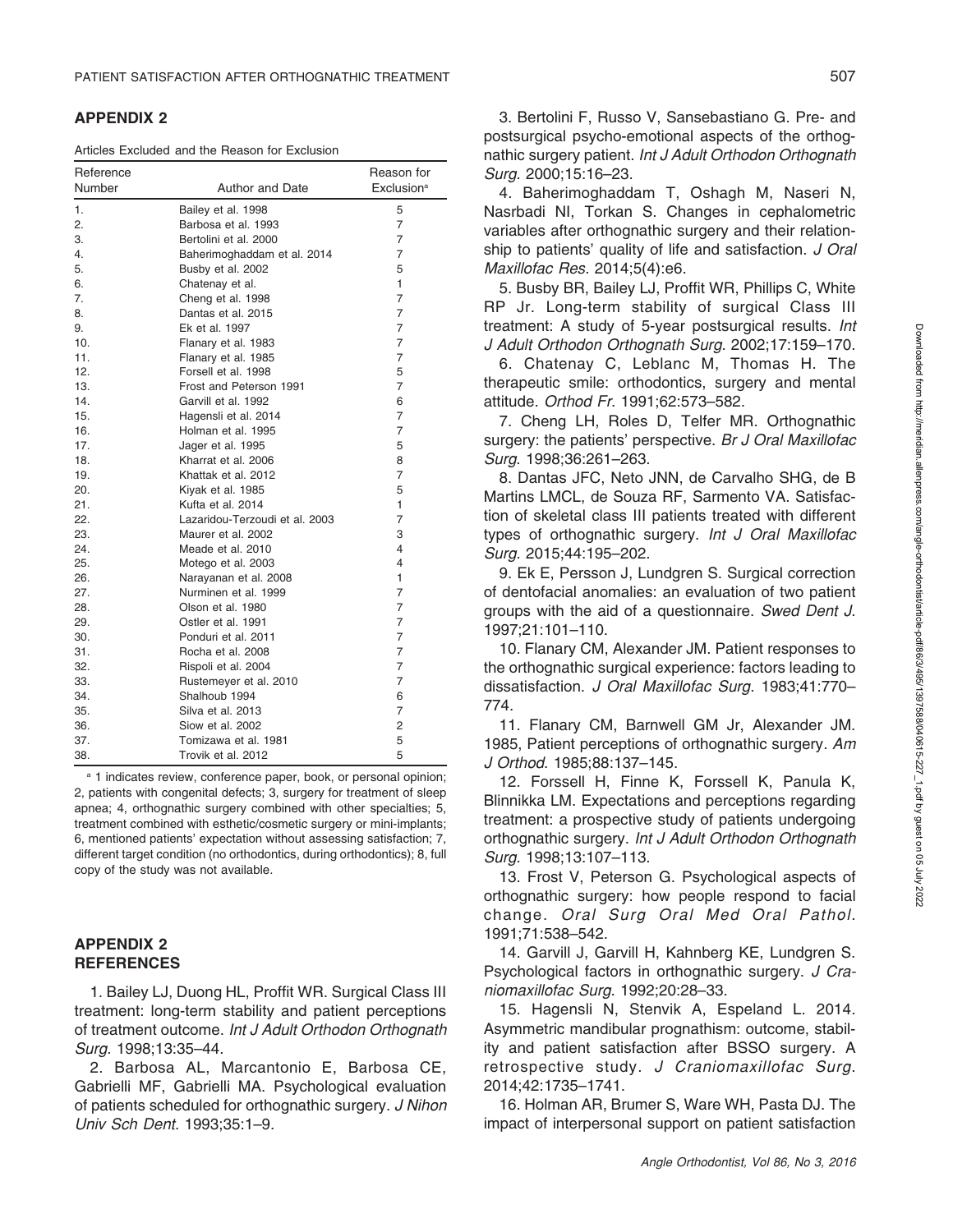## APPENDIX 2

Articles Excluded and the Reason for Exclusion

| Reference Number | Author and Date | Reason for Exclusion[a] |
|---|---|---|
| 1. | Bailey et al. 1998 | 5 |
| 2. | Barbosa et al. 1993 | 7 |
| 3. | Bertolini et al. 2000 | 7 |
| 4. | Baherimoghaddam et al. 2014 | 7 |
| 5. | Busby et al. 2002 | 5 |
| 6. | Chatenay et al. | 1 |
| 7. | Cheng et al. 1998 | 7 |
| 8. | Dantas et al. 2015 | 7 |
| 9. | Ek et al. 1997 | 7 |
| 10. | Flanary et al. 1983 | 7 |
| 11. | Flanary et al. 1985 | 7 |
| 12. | Forsell et al. 1998 | 5 |
| 13. | Frost and Peterson 1991 | 7 |
| 14. | Garvill et al. 1992 | 6 |
| 15. | Hagensli et al. 2014 | 7 |
| 16. | Holman et al. 1995 | 7 |
| 17. | Jager et al. 1995 | 5 |
| 18. | Kharrat et al. 2006 | 8 |
| 19. | Khattak et al. 2012 | 7 |
| 20. | Kiyak et al. 1985 | 5 |
| 21. | Kufta et al. 2014 | 1 |
| 22. | Lazaridou-Terzoudi et al. 2003 | 7 |
| 23. | Maurer et al. 2002 | 3 |
| 24. | Meade et al. 2010 | 4 |
| 25. | Motego et al. 2003 | 4 |
| 26. | Narayanan et al. 2008 | 1 |
| 27. | Nurminen et al. 1999 | 7 |
| 28. | Olson et al. 1980 | 7 |
| 29. | Ostler et al. 1991 | 7 |
| 30. | Ponduri et al. 2011 | 7 |
| 31. | Rocha et al. 2008 | 7 |
| 32. | Rispoli et al. 2004 | 7 |
| 33. | Rustemeyer et al. 2010 | 7 |
| 34. | Shalhoub 1994 | 6 |
| 35. | Silva et al. 2013 | 7 |
| 36. | Siow et al. 2002 | 2 |
| 37. | Tomizawa et al. 1981 | 5 |
| 38. | Trovik et al. 2012 | 5 |

[a] 1 indicates review, conference paper, book, or personal opinion; 2, patients with congenital defects; 3, surgery for treatment of sleep apnea; 4, orthognathic surgery combined with other specialties; 5, treatment combined with esthetic/cosmetic surgery or mini-implants; 6, mentioned patients' expectation without assessing satisfaction; 7, different target condition (no orthodontics, during orthodontics); 8, full copy of the study was not available.

## APPENDIX 2 REFERENCES

1. Bailey LJ, Duong HL, Proffit WR. Surgical Class III treatment: long-term stability and patient perceptions of treatment outcome. *Int J Adult Orthodon Orthognath Surg*. 1998;13:35–44.

2. Barbosa AL, Marcantonio E, Barbosa CE, Gabrielli MF, Gabrielli MA. Psychological evaluation of patients scheduled for orthognathic surgery. *J Nihon Univ Sch Dent*. 1993;35:1–9.

3. Bertolini F, Russo V, Sansebastiano G. Pre- and postsurgical psycho-emotional aspects of the orthognathic surgery patient. *Int J Adult Orthodon Orthognath Surg.* 2000;15:16–23.

4. Baherimoghaddam T, Oshagh M, Naseri N, Nasrbadi NI, Torkan S. Changes in cephalometric variables after orthognathic surgery and their relationship to patients' quality of life and satisfaction. *J Oral Maxillofac Res*. 2014;5(4):e6.

5. Busby BR, Bailey LJ, Proffit WR, Phillips C, White RP Jr. Long-term stability of surgical Class III treatment: A study of 5-year postsurgical results. *Int J Adult Orthodon Orthognath Surg*. 2002;17:159–170.

6. Chatenay C, Leblanc M, Thomas H. The therapeutic smile: orthodontics, surgery and mental attitude. *Orthod Fr*. 1991;62:573–582.

7. Cheng LH, Roles D, Telfer MR. Orthognathic surgery: the patients' perspective. *Br J Oral Maxillofac Surg*. 1998;36:261–263.

8. Dantas JFC, Neto JNN, de Carvalho SHG, de B Martins LMCL, de Souza RF, Sarmento VA. Satisfaction of skeletal class III patients treated with different types of orthognathic surgery. *Int J Oral Maxillofac Surg*. 2015;44:195–202.

9. Ek E, Persson J, Lundgren S. Surgical correction of dentofacial anomalies: an evaluation of two patient groups with the aid of a questionnaire. *Swed Dent J*. 1997;21:101–110.

10. Flanary CM, Alexander JM. Patient responses to the orthognathic surgical experience: factors leading to dissatisfaction. *J Oral Maxillofac Surg*. 1983;41:770–774.

11. Flanary CM, Barnwell GM Jr, Alexander JM. 1985, Patient perceptions of orthognathic surgery. *Am J Orthod*. 1985;88:137–145.

12. Forssell H, Finne K, Forssell K, Panula K, Blinnikka LM. Expectations and perceptions regarding treatment: a prospective study of patients undergoing orthognathic surgery. *Int J Adult Orthodon Orthognath Surg.* 1998;13:107–113.

13. Frost V, Peterson G. Psychological aspects of orthognathic surgery: how people respond to facial change. *Oral Surg Oral Med Oral Pathol*. 1991;71:538–542.

14. Garvill J, Garvill H, Kahnberg KE, Lundgren S. Psychological factors in orthognathic surgery. *J Craniomaxillofac Surg*. 1992;20:28–33.

15. Hagensli N, Stenvik A, Espeland L. 2014. Asymmetric mandibular prognathism: outcome, stability and patient satisfaction after BSSO surgery. A retrospective study. *J Craniomaxillofac Surg*. 2014;42:1735–1741.

16. Holman AR, Brumer S, Ware WH, Pasta DJ. The impact of interpersonal support on patient satisfaction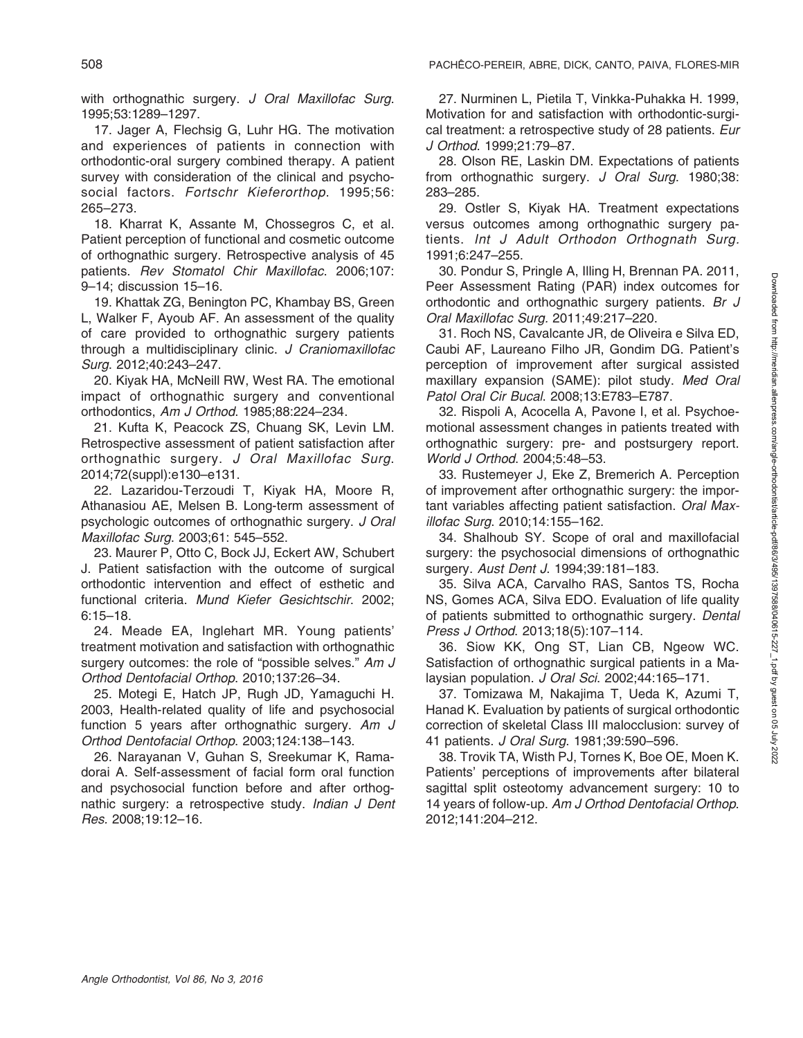with orthognathic surgery. *J Oral Maxillofac Surg*. 1995;53:1289–1297.

17. Jager A, Flechsig G, Luhr HG. The motivation and experiences of patients in connection with orthodontic-oral surgery combined therapy. A patient survey with consideration of the clinical and psychosocial factors. *Fortschr Kieferorthop*. 1995;56: 265–273.

18. Kharrat K, Assante M, Chossegros C, et al. Patient perception of functional and cosmetic outcome of orthognathic surgery. Retrospective analysis of 45 patients. *Rev Stomatol Chir Maxillofac*. 2006;107: 9–14; discussion 15–16.

19. Khattak ZG, Benington PC, Khambay BS, Green L, Walker F, Ayoub AF. An assessment of the quality of care provided to orthognathic surgery patients through a multidisciplinary clinic. *J Craniomaxillofac Surg*. 2012;40:243–247.

20. Kiyak HA, McNeill RW, West RA. The emotional impact of orthognathic surgery and conventional orthodontics, *Am J Orthod*. 1985;88:224–234.

21. Kufta K, Peacock ZS, Chuang SK, Levin LM. Retrospective assessment of patient satisfaction after orthognathic surgery. *J Oral Maxillofac Surg*. 2014;72(suppl):e130–e131.

22. Lazaridou-Terzoudi T, Kiyak HA, Moore R, Athanasiou AE, Melsen B. Long-term assessment of psychologic outcomes of orthognathic surgery. *J Oral Maxillofac Surg*. 2003;61: 545–552.

23. Maurer P, Otto C, Bock JJ, Eckert AW, Schubert J. Patient satisfaction with the outcome of surgical orthodontic intervention and effect of esthetic and functional criteria. *Mund Kiefer Gesichtschir*. 2002; 6:15–18.

24. Meade EA, Inglehart MR. Young patients' treatment motivation and satisfaction with orthognathic surgery outcomes: the role of "possible selves." *Am J Orthod Dentofacial Orthop*. 2010;137:26–34.

25. Motegi E, Hatch JP, Rugh JD, Yamaguchi H. 2003, Health-related quality of life and psychosocial function 5 years after orthognathic surgery. *Am J Orthod Dentofacial Orthop*. 2003;124:138–143.

26. Narayanan V, Guhan S, Sreekumar K, Ramadorai A. Self-assessment of facial form oral function and psychosocial function before and after orthognathic surgery: a retrospective study. *Indian J Dent Res*. 2008;19:12–16.

27. Nurminen L, Pietila T, Vinkka-Puhakka H. 1999, Motivation for and satisfaction with orthodontic-surgical treatment: a retrospective study of 28 patients. *Eur J Orthod*. 1999;21:79–87.

28. Olson RE, Laskin DM. Expectations of patients from orthognathic surgery. *J Oral Surg*. 1980;38: 283–285.

29. Ostler S, Kiyak HA. Treatment expectations versus outcomes among orthognathic surgery patients. *Int J Adult Orthodon Orthognath Surg.* 1991;6:247–255.

30. Pondur S, Pringle A, Illing H, Brennan PA. 2011, Peer Assessment Rating (PAR) index outcomes for orthodontic and orthognathic surgery patients. *Br J Oral Maxillofac Surg*. 2011;49:217–220.

31. Roch NS, Cavalcante JR, de Oliveira e Silva ED, Caubi AF, Laureano Filho JR, Gondim DG. Patient's perception of improvement after surgical assisted maxillary expansion (SAME): pilot study. *Med Oral Patol Oral Cir Bucal*. 2008;13:E783–E787.

32. Rispoli A, Acocella A, Pavone I, et al. Psychoemotional assessment changes in patients treated with orthognathic surgery: pre- and postsurgery report. *World J Orthod*. 2004;5:48–53.

33. Rustemeyer J, Eke Z, Bremerich A. Perception of improvement after orthognathic surgery: the important variables affecting patient satisfaction. *Oral Maxillofac Surg*. 2010;14:155–162.

34. Shalhoub SY. Scope of oral and maxillofacial surgery: the psychosocial dimensions of orthognathic surgery. *Aust Dent J*. 1994;39:181–183.

35. Silva ACA, Carvalho RAS, Santos TS, Rocha NS, Gomes ACA, Silva EDO. Evaluation of life quality of patients submitted to orthognathic surgery. *Dental Press J Orthod*. 2013;18(5):107–114.

36. Siow KK, Ong ST, Lian CB, Ngeow WC. Satisfaction of orthognathic surgical patients in a Malaysian population. *J Oral Sci*. 2002;44:165–171.

37. Tomizawa M, Nakajima T, Ueda K, Azumi T, Hanad K. Evaluation by patients of surgical orthodontic correction of skeletal Class III malocclusion: survey of 41 patients. *J Oral Surg*. 1981;39:590–596.

38. Trovik TA, Wisth PJ, Tornes K, Boe OE, Moen K. Patients' perceptions of improvements after bilateral sagittal split osteotomy advancement surgery: 10 to 14 years of follow-up. *Am J Orthod Dentofacial Orthop*. 2012;141:204–212.